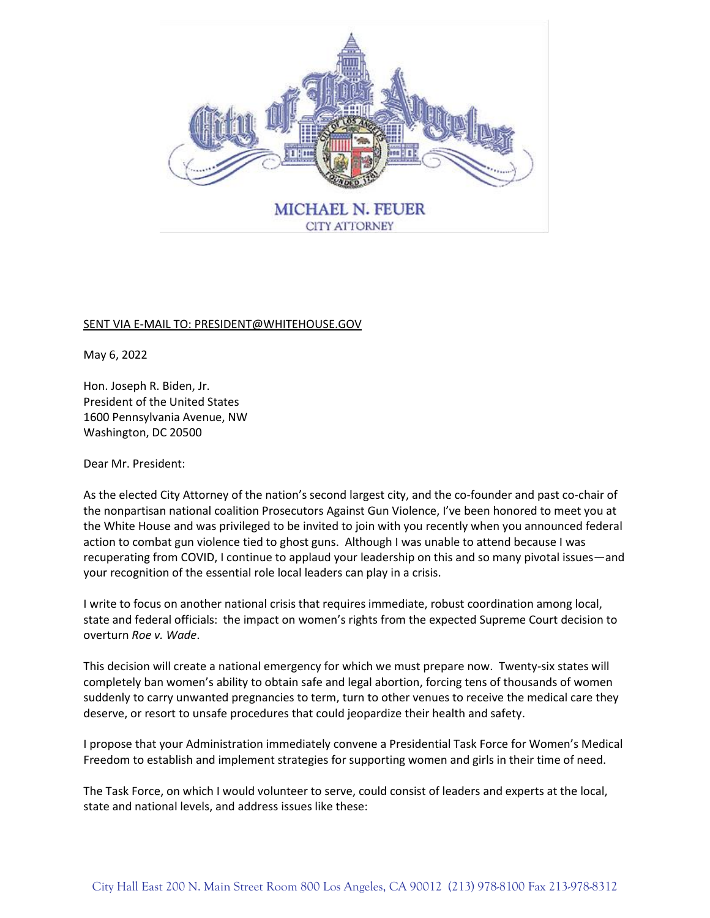MICHAEL N. FEUER
CITY ATTORNEY

SENT VIA E-MAIL TO: PRESIDENT@WHITEHOUSE.GOV

May 6, 2022

Hon. Joseph R. Biden, Jr.
President of the United States
1600 Pennsylvania Avenue, NW
Washington, DC 20500

Dear Mr. President:

As the elected City Attorney of the nation's second largest city, and the co-founder and past co-chair of the nonpartisan national coalition Prosecutors Against Gun Violence, I've been honored to meet you at the White House and was privileged to be invited to join with you recently when you announced federal action to combat gun violence tied to ghost guns. Although I was unable to attend because I was recuperating from COVID, I continue to applaud your leadership on this and so many pivotal issues—and your recognition of the essential role local leaders can play in a crisis.

I write to focus on another national crisis that requires immediate, robust coordination among local, state and federal officials: the impact on women's rights from the expected Supreme Court decision to overturn *Roe v. Wade*.

This decision will create a national emergency for which we must prepare now. Twenty-six states will completely ban women's ability to obtain safe and legal abortion, forcing tens of thousands of women suddenly to carry unwanted pregnancies to term, turn to other venues to receive the medical care they deserve, or resort to unsafe procedures that could jeopardize their health and safety.

I propose that your Administration immediately convene a Presidential Task Force for Women's Medical Freedom to establish and implement strategies for supporting women and girls in their time of need.

The Task Force, on which I would volunteer to serve, could consist of leaders and experts at the local, state and national levels, and address issues like these:

City Hall East 200 N. Main Street Room 800 Los Angeles, CA 90012 (213) 978-8100 Fax 213-978-8312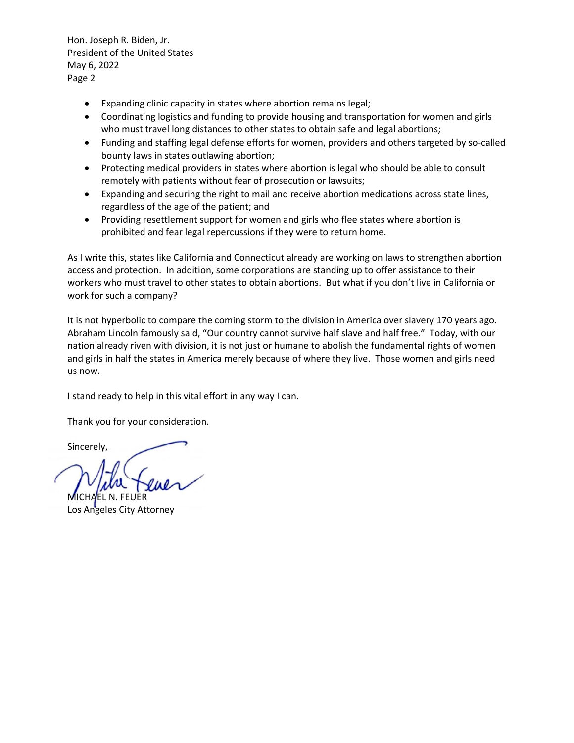- Expanding clinic capacity in states where abortion remains legal;
- Coordinating logistics and funding to provide housing and transportation for women and girls who must travel long distances to other states to obtain safe and legal abortions;
- Funding and staffing legal defense efforts for women, providers and others targeted by so-called bounty laws in states outlawing abortion;
- Protecting medical providers in states where abortion is legal who should be able to consult remotely with patients without fear of prosecution or lawsuits;
- Expanding and securing the right to mail and receive abortion medications across state lines, regardless of the age of the patient; and
- Providing resettlement support for women and girls who flee states where abortion is prohibited and fear legal repercussions if they were to return home.

As I write this, states like California and Connecticut already are working on laws to strengthen abortion access and protection. In addition, some corporations are standing up to offer assistance to their workers who must travel to other states to obtain abortions. But what if you don't live in California or work for such a company?

It is not hyperbolic to compare the coming storm to the division in America over slavery 170 years ago. Abraham Lincoln famously said, "Our country cannot survive half slave and half free." Today, with our nation already riven with division, it is not just or humane to abolish the fundamental rights of women and girls in half the states in America merely because of where they live. Those women and girls need us now.

I stand ready to help in this vital effort in any way I can.

Thank you for your consideration.

Sincerely,

MICHAEL N. FEUER
Los Angeles City Attorney